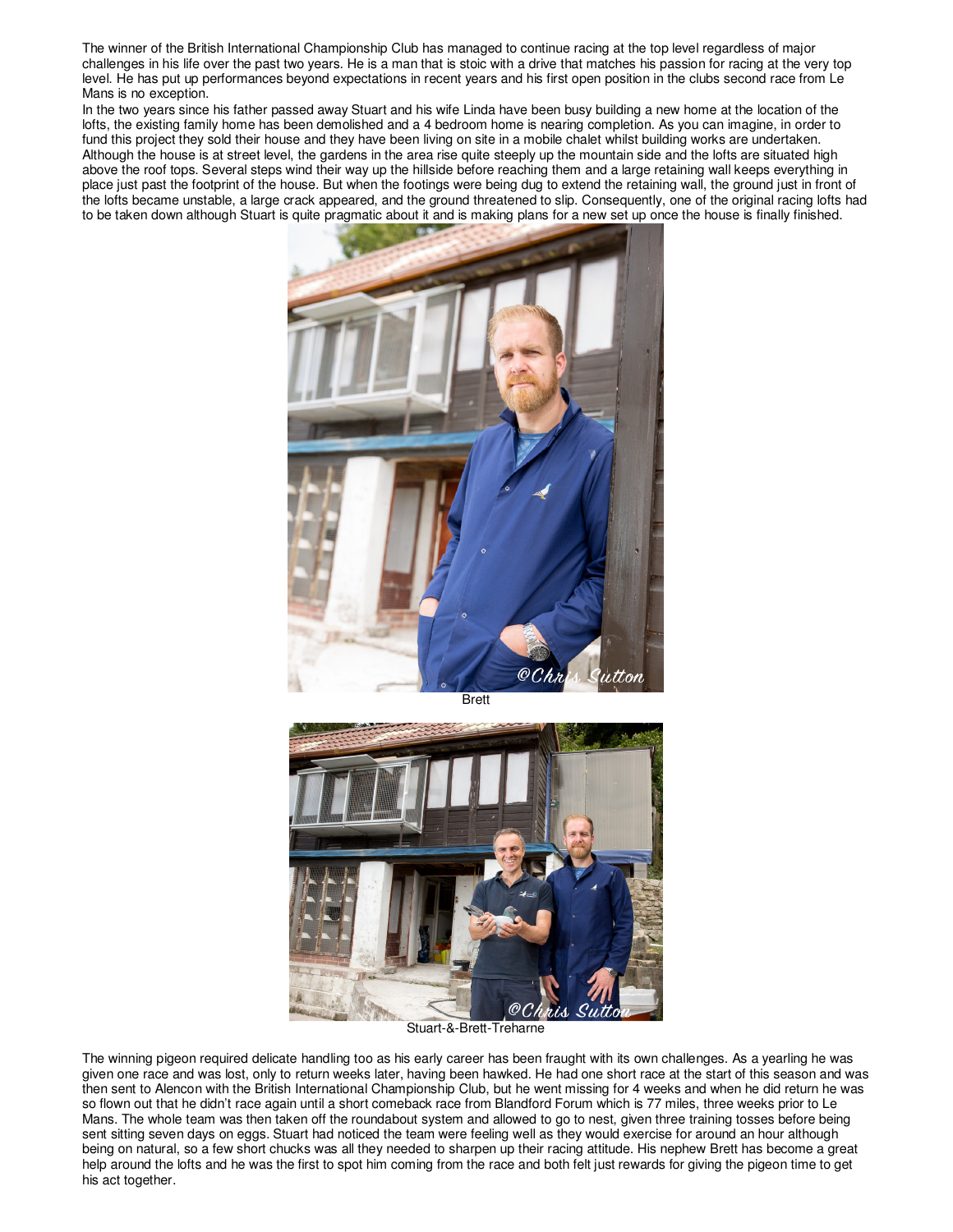The winner of the British International Championship Club has managed to continue racing at the top level regardless of major challenges in his life over the past two years. He is a man that is stoic with a drive that matches his passion for racing at the very top level. He has put up performances beyond expectations in recent years and his first open position in the clubs second race from Le Mans is no exception.

In the two years since his father passed away Stuart and his wife Linda have been busy building a new home at the location of the lofts, the existing family home has been demolished and a 4 bedroom home is nearing completion. As you can imagine, in order to fund this project they sold their house and they have been living on site in a mobile chalet whilst building works are undertaken. Although the house is at street level, the gardens in the area rise quite steeply up the mountain side and the lofts are situated high above the roof tops. Several steps wind their way up the hillside before reaching them and a large retaining wall keeps everything in place just past the footprint of the house. But when the footings were being dug to extend the retaining wall, the ground just in front of the lofts became unstable, a large crack appeared, and the ground threatened to slip. Consequently, one of the original racing lofts had to be taken down although Stuart is quite pragmatic about it and is making plans for a new set up once the house is finally finished.

Brett

Stuart-&-Brett-Treharne

The winning pigeon required delicate handling too as his early career has been fraught with its own challenges. As a yearling he was given one race and was lost, only to return weeks later, having been hawked. He had one short race at the start of this season and was then sent to Alencon with the British International Championship Club, but he went missing for 4 weeks and when he did return he was so flown out that he didn't race again until a short comeback race from Blandford Forum which is 77 miles, three weeks prior to Le Mans. The whole team was then taken off the roundabout system and allowed to go to nest, given three training tosses before being sent sitting seven days on eggs. Stuart had noticed the team were feeling well as they would exercise for around an hour although being on natural, so a few short chucks was all they needed to sharpen up their racing attitude. His nephew Brett has become a great help around the lofts and he was the first to spot him coming from the race and both felt just rewards for giving the pigeon time to get his act together.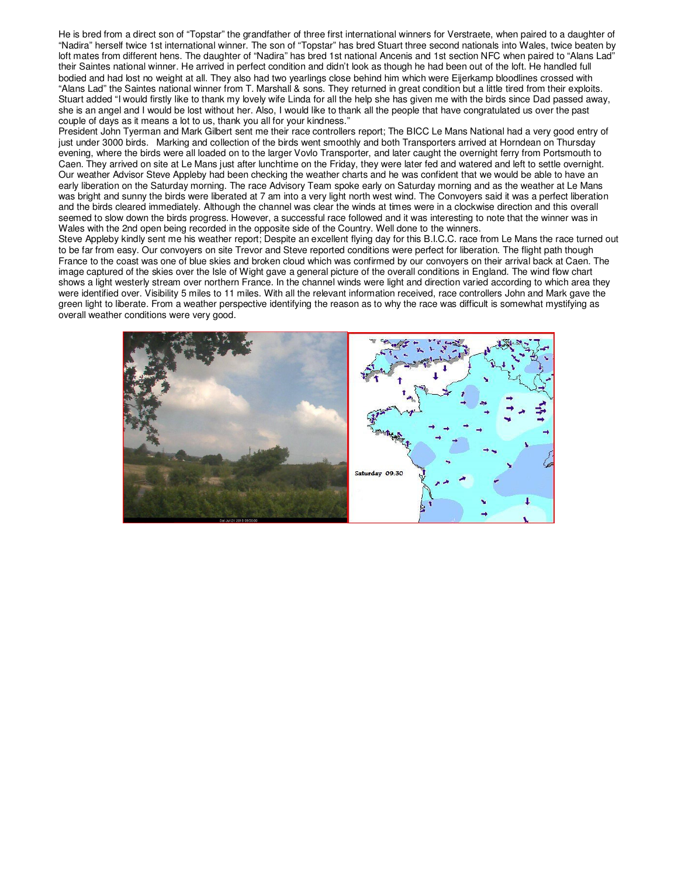He is bred from a direct son of "Topstar" the grandfather of three first international winners for Verstraete, when paired to a daughter of "Nadira" herself twice 1st international winner. The son of "Topstar" has bred Stuart three second nationals into Wales, twice beaten by loft mates from different hens. The daughter of "Nadira" has bred 1st national Ancenis and 1st section NFC when paired to "Alans Lad" their Saintes national winner. He arrived in perfect condition and didn't look as though he had been out of the loft. He handled full bodied and had lost no weight at all. They also had two yearlings close behind him which were Eijerkamp bloodlines crossed with "Alans Lad" the Saintes national winner from T. Marshall & sons. They returned in great condition but a little tired from their exploits. Stuart added "I would firstly like to thank my lovely wife Linda for all the help she has given me with the birds since Dad passed away, she is an angel and I would be lost without her. Also, I would like to thank all the people that have congratulated us over the past couple of days as it means a lot to us, thank you all for your kindness."

President John Tyerman and Mark Gilbert sent me their race controllers report; The BICC Le Mans National had a very good entry of just under 3000 birds. Marking and collection of the birds went smoothly and both Transporters arrived at Horndean on Thursday evening, where the birds were all loaded on to the larger Vovlo Transporter, and later caught the overnight ferry from Portsmouth to Caen. They arrived on site at Le Mans just after lunchtime on the Friday, they were later fed and watered and left to settle overnight. Our weather Advisor Steve Appleby had been checking the weather charts and he was confident that we would be able to have an early liberation on the Saturday morning. The race Advisory Team spoke early on Saturday morning and as the weather at Le Mans was bright and sunny the birds were liberated at 7 am into a very light north west wind. The Convoyers said it was a perfect liberation and the birds cleared immediately. Although the channel was clear the winds at times were in a clockwise direction and this overall seemed to slow down the birds progress. However, a successful race followed and it was interesting to note that the winner was in Wales with the 2nd open being recorded in the opposite side of the Country. Well done to the winners.

Steve Appleby kindly sent me his weather report; Despite an excellent flying day for this B.I.C.C. race from Le Mans the race turned out to be far from easy. Our convoyers on site Trevor and Steve reported conditions were perfect for liberation. The flight path though France to the coast was one of blue skies and broken cloud which was confirmed by our convoyers on their arrival back at Caen. The image captured of the skies over the Isle of Wight gave a general picture of the overall conditions in England. The wind flow chart shows a light westerly stream over northern France. In the channel winds were light and direction varied according to which area they were identified over. Visibility 5 miles to 11 miles. With all the relevant information received, race controllers John and Mark gave the green light to liberate. From a weather perspective identifying the reason as to why the race was difficult is somewhat mystifying as overall weather conditions were very good.

Sat Jul 21 2018 09:50:00

Saturday 09.30